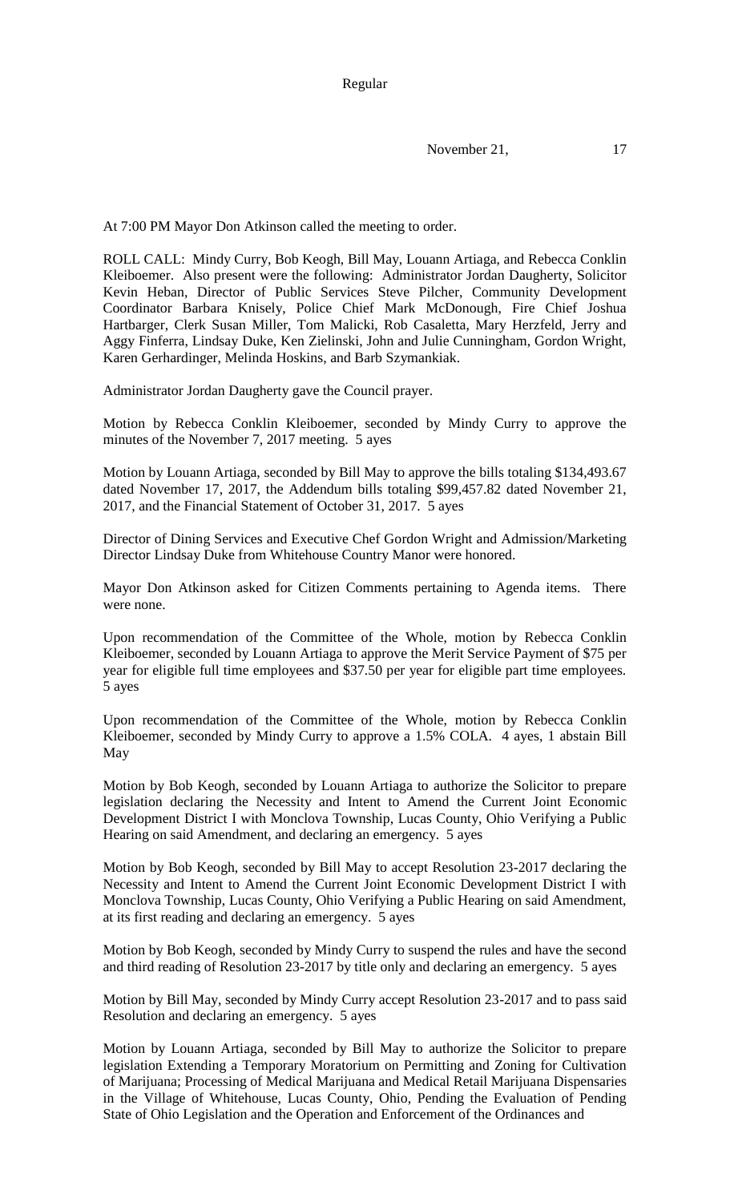At 7:00 PM Mayor Don Atkinson called the meeting to order.

ROLL CALL: Mindy Curry, Bob Keogh, Bill May, Louann Artiaga, and Rebecca Conklin Kleiboemer. Also present were the following: Administrator Jordan Daugherty, Solicitor Kevin Heban, Director of Public Services Steve Pilcher, Community Development Coordinator Barbara Knisely, Police Chief Mark McDonough, Fire Chief Joshua Hartbarger, Clerk Susan Miller, Tom Malicki, Rob Casaletta, Mary Herzfeld, Jerry and Aggy Finferra, Lindsay Duke, Ken Zielinski, John and Julie Cunningham, Gordon Wright, Karen Gerhardinger, Melinda Hoskins, and Barb Szymankiak.

Administrator Jordan Daugherty gave the Council prayer.

Motion by Rebecca Conklin Kleiboemer, seconded by Mindy Curry to approve the minutes of the November 7, 2017 meeting. 5 ayes

Motion by Louann Artiaga, seconded by Bill May to approve the bills totaling $134,493.67 dated November 17, 2017, the Addendum bills totaling $99,457.82 dated November 21, 2017, and the Financial Statement of October 31, 2017. 5 ayes

Director of Dining Services and Executive Chef Gordon Wright and Admission/Marketing Director Lindsay Duke from Whitehouse Country Manor were honored.

Mayor Don Atkinson asked for Citizen Comments pertaining to Agenda items. There were none.

Upon recommendation of the Committee of the Whole, motion by Rebecca Conklin Kleiboemer, seconded by Louann Artiaga to approve the Merit Service Payment of $75 per year for eligible full time employees and $37.50 per year for eligible part time employees. 5 ayes

Upon recommendation of the Committee of the Whole, motion by Rebecca Conklin Kleiboemer, seconded by Mindy Curry to approve a 1.5% COLA. 4 ayes, 1 abstain Bill May

Motion by Bob Keogh, seconded by Louann Artiaga to authorize the Solicitor to prepare legislation declaring the Necessity and Intent to Amend the Current Joint Economic Development District I with Monclova Township, Lucas County, Ohio Verifying a Public Hearing on said Amendment, and declaring an emergency. 5 ayes

Motion by Bob Keogh, seconded by Bill May to accept Resolution 23-2017 declaring the Necessity and Intent to Amend the Current Joint Economic Development District I with Monclova Township, Lucas County, Ohio Verifying a Public Hearing on said Amendment, at its first reading and declaring an emergency. 5 ayes

Motion by Bob Keogh, seconded by Mindy Curry to suspend the rules and have the second and third reading of Resolution 23-2017 by title only and declaring an emergency. 5 ayes

Motion by Bill May, seconded by Mindy Curry accept Resolution 23-2017 and to pass said Resolution and declaring an emergency. 5 ayes

Motion by Louann Artiaga, seconded by Bill May to authorize the Solicitor to prepare legislation Extending a Temporary Moratorium on Permitting and Zoning for Cultivation of Marijuana; Processing of Medical Marijuana and Medical Retail Marijuana Dispensaries in the Village of Whitehouse, Lucas County, Ohio, Pending the Evaluation of Pending State of Ohio Legislation and the Operation and Enforcement of the Ordinances and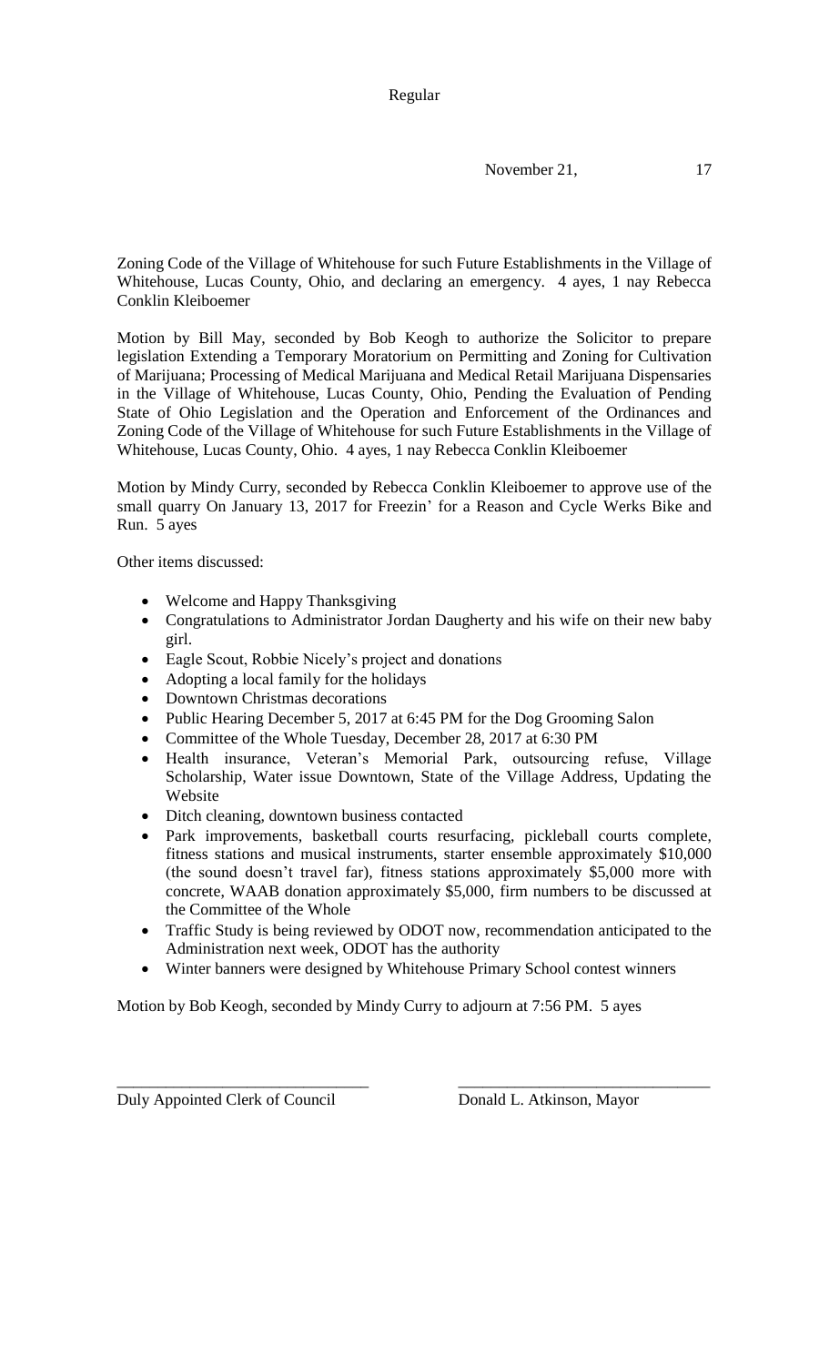Zoning Code of the Village of Whitehouse for such Future Establishments in the Village of Whitehouse, Lucas County, Ohio, and declaring an emergency. 4 ayes, 1 nay Rebecca Conklin Kleiboemer

Motion by Bill May, seconded by Bob Keogh to authorize the Solicitor to prepare legislation Extending a Temporary Moratorium on Permitting and Zoning for Cultivation of Marijuana; Processing of Medical Marijuana and Medical Retail Marijuana Dispensaries in the Village of Whitehouse, Lucas County, Ohio, Pending the Evaluation of Pending State of Ohio Legislation and the Operation and Enforcement of the Ordinances and Zoning Code of the Village of Whitehouse for such Future Establishments in the Village of Whitehouse, Lucas County, Ohio. 4 ayes, 1 nay Rebecca Conklin Kleiboemer

Motion by Mindy Curry, seconded by Rebecca Conklin Kleiboemer to approve use of the small quarry On January 13, 2017 for Freezin' for a Reason and Cycle Werks Bike and Run. 5 ayes

Other items discussed:

- Welcome and Happy Thanksgiving
- Congratulations to Administrator Jordan Daugherty and his wife on their new baby girl.
- Eagle Scout, Robbie Nicely's project and donations
- Adopting a local family for the holidays
- Downtown Christmas decorations
- Public Hearing December 5, 2017 at 6:45 PM for the Dog Grooming Salon
- Committee of the Whole Tuesday, December 28, 2017 at 6:30 PM
- Health insurance, Veteran's Memorial Park, outsourcing refuse, Village Scholarship, Water issue Downtown, State of the Village Address, Updating the Website
- Ditch cleaning, downtown business contacted
- Park improvements, basketball courts resurfacing, pickleball courts complete, fitness stations and musical instruments, starter ensemble approximately $10,000 (the sound doesn't travel far), fitness stations approximately $5,000 more with concrete, WAAB donation approximately $5,000, firm numbers to be discussed at the Committee of the Whole
- Traffic Study is being reviewed by ODOT now, recommendation anticipated to the Administration next week, ODOT has the authority
- Winter banners were designed by Whitehouse Primary School contest winners

Motion by Bob Keogh, seconded by Mindy Curry to adjourn at 7:56 PM. 5 ayes

_______________________________ _______________________________

Duly Appointed Clerk of Council Donald L. Atkinson, Mayor